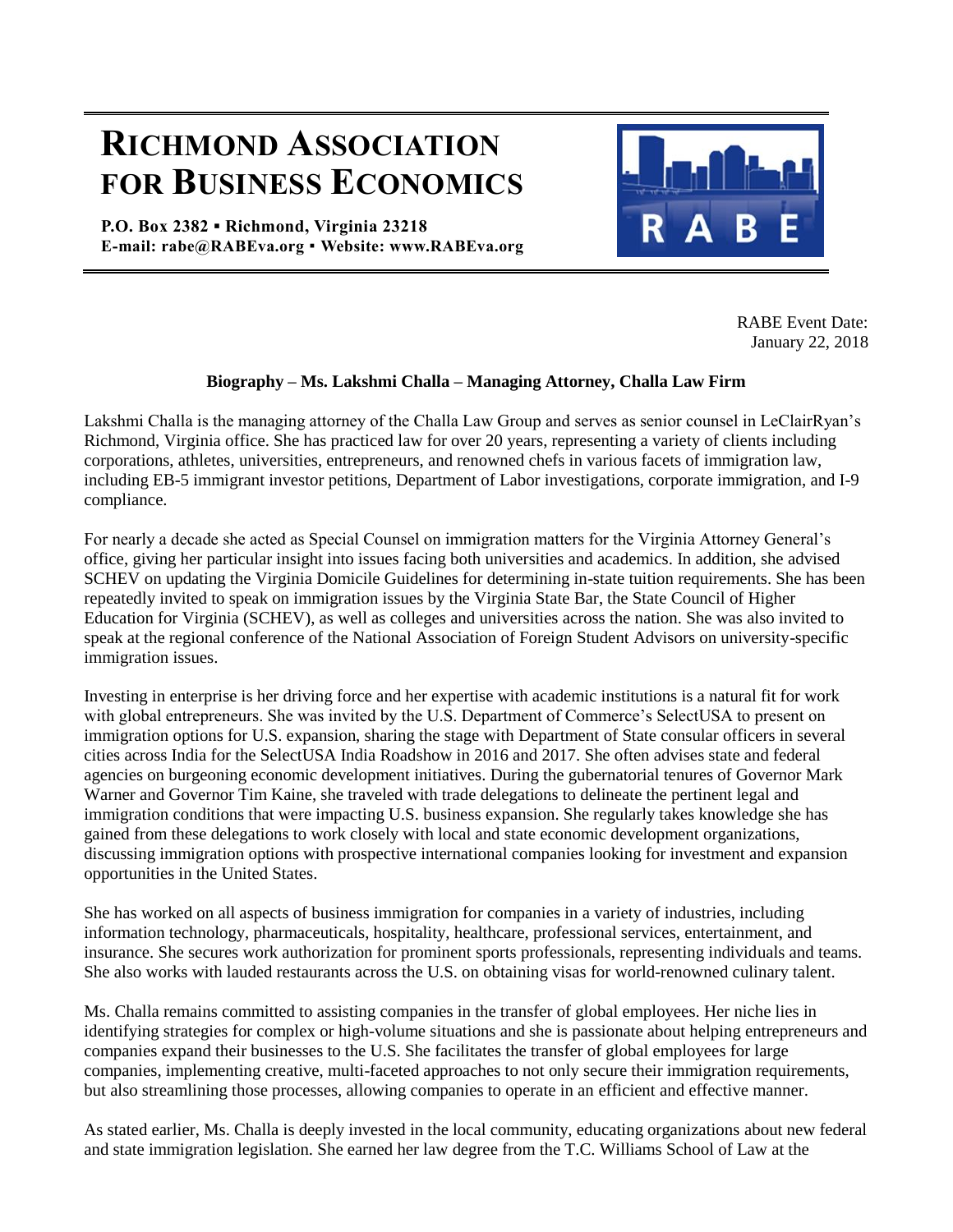# RICHMOND ASSOCIATION FOR BUSINESS ECONOMICS

**P.O. Box 2382 ▪ Richmond, Virginia 23218**
**E-mail: rabe@RABEva.org ▪ Website: www.RABEva.org**

RABE Event Date:
January 22, 2018

**Biography – Ms. Lakshmi Challa – Managing Attorney, Challa Law Firm**

Lakshmi Challa is the managing attorney of the Challa Law Group and serves as senior counsel in LeClairRyan's Richmond, Virginia office. She has practiced law for over 20 years, representing a variety of clients including corporations, athletes, universities, entrepreneurs, and renowned chefs in various facets of immigration law, including EB-5 immigrant investor petitions, Department of Labor investigations, corporate immigration, and I-9 compliance.

For nearly a decade she acted as Special Counsel on immigration matters for the Virginia Attorney General's office, giving her particular insight into issues facing both universities and academics. In addition, she advised SCHEV on updating the Virginia Domicile Guidelines for determining in-state tuition requirements. She has been repeatedly invited to speak on immigration issues by the Virginia State Bar, the State Council of Higher Education for Virginia (SCHEV), as well as colleges and universities across the nation. She was also invited to speak at the regional conference of the National Association of Foreign Student Advisors on university-specific immigration issues.

Investing in enterprise is her driving force and her expertise with academic institutions is a natural fit for work with global entrepreneurs. She was invited by the U.S. Department of Commerce's SelectUSA to present on immigration options for U.S. expansion, sharing the stage with Department of State consular officers in several cities across India for the SelectUSA India Roadshow in 2016 and 2017. She often advises state and federal agencies on burgeoning economic development initiatives. During the gubernatorial tenures of Governor Mark Warner and Governor Tim Kaine, she traveled with trade delegations to delineate the pertinent legal and immigration conditions that were impacting U.S. business expansion. She regularly takes knowledge she has gained from these delegations to work closely with local and state economic development organizations, discussing immigration options with prospective international companies looking for investment and expansion opportunities in the United States.

She has worked on all aspects of business immigration for companies in a variety of industries, including information technology, pharmaceuticals, hospitality, healthcare, professional services, entertainment, and insurance. She secures work authorization for prominent sports professionals, representing individuals and teams. She also works with lauded restaurants across the U.S. on obtaining visas for world-renowned culinary talent.

Ms. Challa remains committed to assisting companies in the transfer of global employees. Her niche lies in identifying strategies for complex or high-volume situations and she is passionate about helping entrepreneurs and companies expand their businesses to the U.S. She facilitates the transfer of global employees for large companies, implementing creative, multi-faceted approaches to not only secure their immigration requirements, but also streamlining those processes, allowing companies to operate in an efficient and effective manner.

As stated earlier, Ms. Challa is deeply invested in the local community, educating organizations about new federal and state immigration legislation. She earned her law degree from the T.C. Williams School of Law at the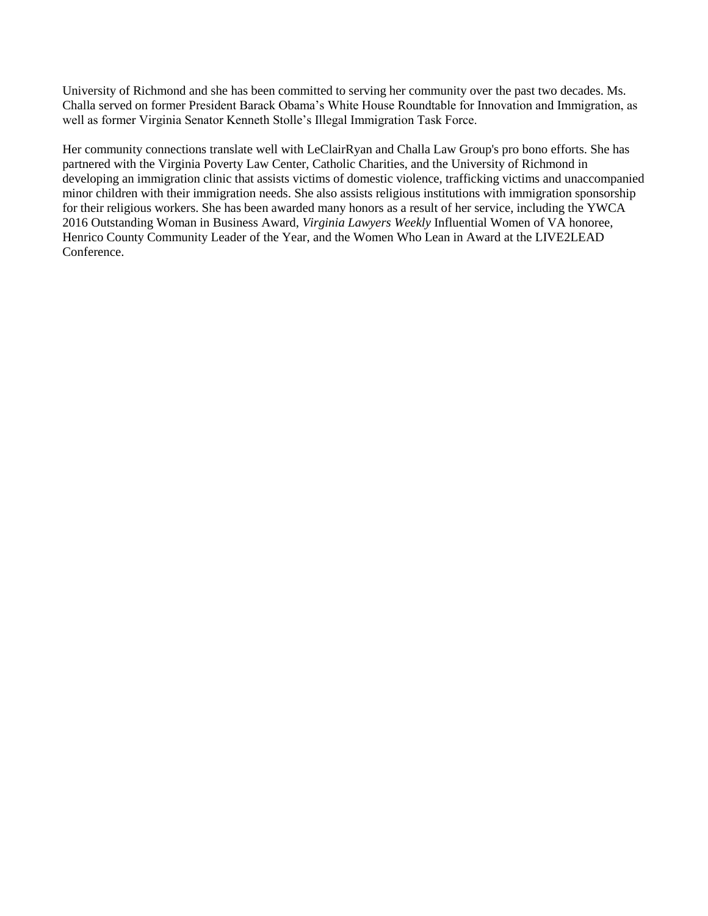University of Richmond and she has been committed to serving her community over the past two decades. Ms. Challa served on former President Barack Obama's White House Roundtable for Innovation and Immigration, as well as former Virginia Senator Kenneth Stolle's Illegal Immigration Task Force.

Her community connections translate well with LeClairRyan and Challa Law Group's pro bono efforts. She has partnered with the Virginia Poverty Law Center, Catholic Charities, and the University of Richmond in developing an immigration clinic that assists victims of domestic violence, trafficking victims and unaccompanied minor children with their immigration needs. She also assists religious institutions with immigration sponsorship for their religious workers. She has been awarded many honors as a result of her service, including the YWCA 2016 Outstanding Woman in Business Award, *Virginia Lawyers Weekly* Influential Women of VA honoree, Henrico County Community Leader of the Year, and the Women Who Lean in Award at the LIVE2LEAD Conference.